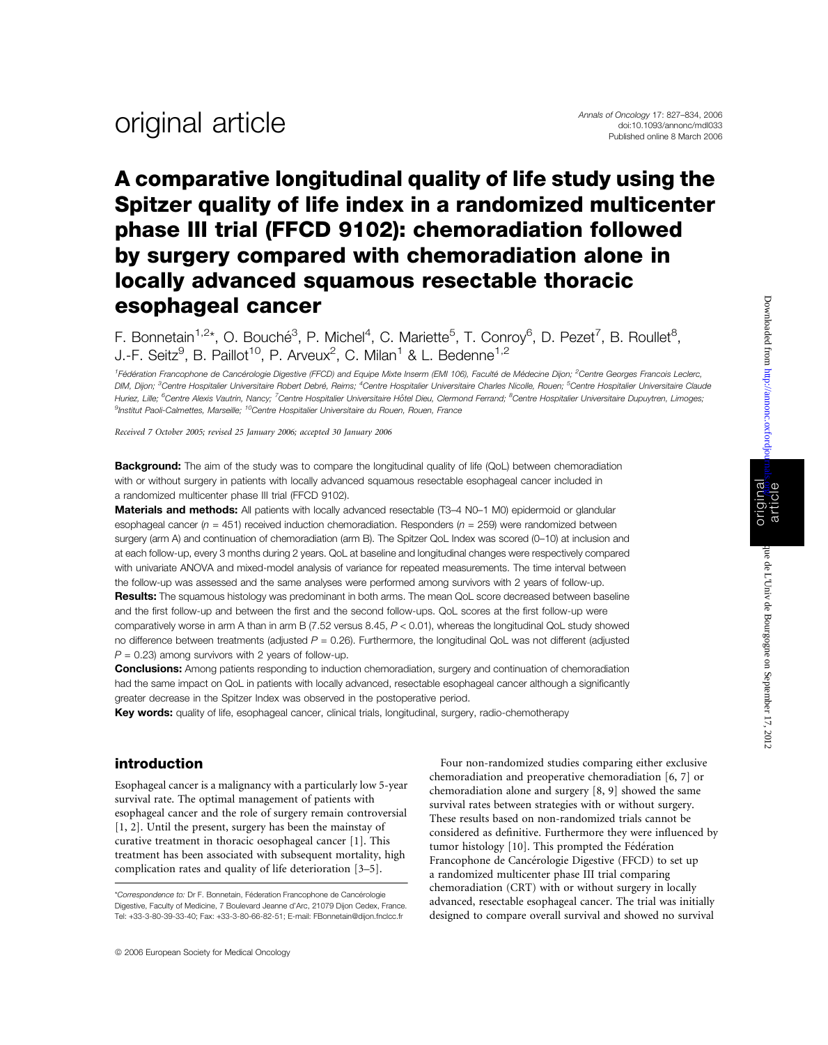original article

# A comparative longitudinal quality of life study using the Spitzer quality of life index in a randomized multicenter phase III trial (FFCD 9102): chemoradiation followed by surgery compared with chemoradiation alone in locally advanced squamous resectable thoracic esophageal cancer

F. Bonnetain[1,2]*, O. Bouché[3], P. Michel[4], C. Mariette[5], T. Conroy[6], D. Pezet[7], B. Roullet[8], J.-F. Seitz[9], B. Paillot[10], P. Arveux[2], C. Milan[1] & L. Bedenne[1,2]

[1]Fédération Francophone de Cancérologie Digestive (FFCD) and Equipe Mixte Inserm (EMI 106), Faculté de Médecine Dijon; [2]Centre Georges Francois Leclerc, DIM, Dijon; [3]Centre Hospitalier Universitaire Robert Debré, Reims; [4]Centre Hospitalier Universitaire Charles Nicolle, Rouen; [5]Centre Hospitalier Universitaire Claude Huriez, Lille; [6]Centre Alexis Vautrin, Nancy; [7]Centre Hospitalier Universitaire Hôtel Dieu, Clermond Ferrand; [8]Centre Hospitalier Universitaire Dupuytren, Limoges; [9]Institut Paoli-Calmettes, Marseille; [10]Centre Hospitalier Universitaire du Rouen, Rouen, France

*Received 7 October 2005; revised 25 January 2006; accepted 30 January 2006*

**Background:** The aim of the study was to compare the longitudinal quality of life (QoL) between chemoradiation with or without surgery in patients with locally advanced squamous resectable esophageal cancer included in a randomized multicenter phase III trial (FFCD 9102).

**Materials and methods:** All patients with locally advanced resectable (T3–4 N0–1 M0) epidermoid or glandular esophageal cancer ($n = 451$) received induction chemoradiation. Responders ($n = 259$) were randomized between surgery (arm A) and continuation of chemoradiation (arm B). The Spitzer QoL Index was scored (0–10) at inclusion and at each follow-up, every 3 months during 2 years. QoL at baseline and longitudinal changes were respectively compared with univariate ANOVA and mixed-model analysis of variance for repeated measurements. The time interval between the follow-up was assessed and the same analyses were performed among survivors with 2 years of follow-up.

**Results:** The squamous histology was predominant in both arms. The mean QoL score decreased between baseline and the first follow-up and between the first and the second follow-ups. QoL scores at the first follow-up were comparatively worse in arm A than in arm B (7.52 versus 8.45, $P < 0.01$), whereas the longitudinal QoL study showed no difference between treatments (adjusted $P = 0.26$). Furthermore, the longitudinal QoL was not different (adjusted $P = 0.23$) among survivors with 2 years of follow-up.

**Conclusions:** Among patients responding to induction chemoradiation, surgery and continuation of chemoradiation had the same impact on QoL in patients with locally advanced, resectable esophageal cancer although a significantly greater decrease in the Spitzer Index was observed in the postoperative period.

**Key words:** quality of life, esophageal cancer, clinical trials, longitudinal, surgery, radio-chemotherapy

## introduction

Esophageal cancer is a malignancy with a particularly low 5-year survival rate. The optimal management of patients with esophageal cancer and the role of surgery remain controversial [1, 2]. Until the present, surgery has been the mainstay of curative treatment in thoracic oesophageal cancer [1]. This treatment has been associated with subsequent mortality, high complication rates and quality of life deterioration [3–5].

Four non-randomized studies comparing either exclusive chemoradiation and preoperative chemoradiation [6, 7] or chemoradiation alone and surgery [8, 9] showed the same survival rates between strategies with or without surgery. These results based on non-randomized trials cannot be considered as definitive. Furthermore they were influenced by tumor histology [10]. This prompted the Fédération Francophone de Cancérologie Digestive (FFCD) to set up a randomized multicenter phase III trial comparing chemoradiation (CRT) with or without surgery in locally advanced, resectable esophageal cancer. The trial was initially designed to compare overall survival and showed no survival

*Correspondence to: Dr F. Bonnetain, Féderation Francophone de Cancérologie Digestive, Faculty of Medicine, 7 Boulevard Jeanne d'Arc, 21079 Dijon Cedex, France. Tel: +33-3-80-39-33-40; Fax: +33-3-80-66-82-51; E-mail: FBonnetain@dijon.fnclcc.fr

© 2006 European Society for Medical Oncology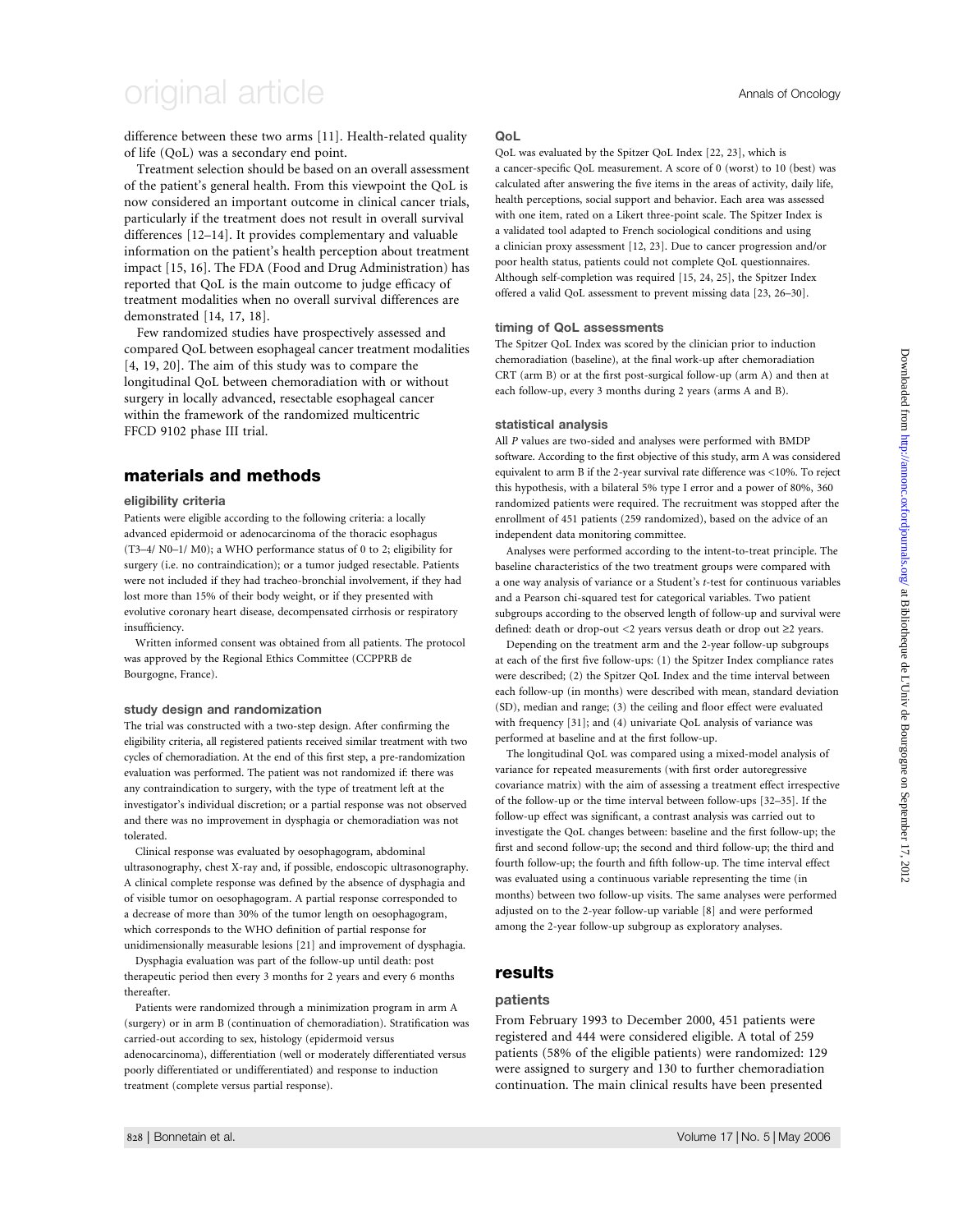difference between these two arms [11]. Health-related quality of life (QoL) was a secondary end point.

Treatment selection should be based on an overall assessment of the patient's general health. From this viewpoint the QoL is now considered an important outcome in clinical cancer trials, particularly if the treatment does not result in overall survival differences [12–14]. It provides complementary and valuable information on the patient's health perception about treatment impact [15, 16]. The FDA (Food and Drug Administration) has reported that QoL is the main outcome to judge efficacy of treatment modalities when no overall survival differences are demonstrated [14, 17, 18].

Few randomized studies have prospectively assessed and compared QoL between esophageal cancer treatment modalities [4, 19, 20]. The aim of this study was to compare the longitudinal QoL between chemoradiation with or without surgery in locally advanced, resectable esophageal cancer within the framework of the randomized multicentric FFCD 9102 phase III trial.

## materials and methods

### eligibility criteria

Patients were eligible according to the following criteria: a locally advanced epidermoid or adenocarcinoma of the thoracic esophagus (T3–4/ N0–1/ M0); a WHO performance status of 0 to 2; eligibility for surgery (i.e. no contraindication); or a tumor judged resectable. Patients were not included if they had tracheo-bronchial involvement, if they had lost more than 15% of their body weight, or if they presented with evolutive coronary heart disease, decompensated cirrhosis or respiratory insufficiency.

Written informed consent was obtained from all patients. The protocol was approved by the Regional Ethics Committee (CCPPRB de Bourgogne, France).

### study design and randomization

The trial was constructed with a two-step design. After confirming the eligibility criteria, all registered patients received similar treatment with two cycles of chemoradiation. At the end of this first step, a pre-randomization evaluation was performed. The patient was not randomized if: there was any contraindication to surgery, with the type of treatment left at the investigator's individual discretion; or a partial response was not observed and there was no improvement in dysphagia or chemoradiation was not tolerated.

Clinical response was evaluated by oesophagogram, abdominal ultrasonography, chest X-ray and, if possible, endoscopic ultrasonography. A clinical complete response was defined by the absence of dysphagia and of visible tumor on oesophagogram. A partial response corresponded to a decrease of more than 30% of the tumor length on oesophagogram, which corresponds to the WHO definition of partial response for unidimensionally measurable lesions [21] and improvement of dysphagia.

Dysphagia evaluation was part of the follow-up until death: post therapeutic period then every 3 months for 2 years and every 6 months thereafter.

Patients were randomized through a minimization program in arm A (surgery) or in arm B (continuation of chemoradiation). Stratification was carried-out according to sex, histology (epidermoid versus adenocarcinoma), differentiation (well or moderately differentiated versus poorly differentiated or undifferentiated) and response to induction treatment (complete versus partial response).

### QoL

QoL was evaluated by the Spitzer QoL Index [22, 23], which is a cancer-specific QoL measurement. A score of 0 (worst) to 10 (best) was calculated after answering the five items in the areas of activity, daily life, health perceptions, social support and behavior. Each area was assessed with one item, rated on a Likert three-point scale. The Spitzer Index is a validated tool adapted to French sociological conditions and using a clinician proxy assessment [12, 23]. Due to cancer progression and/or poor health status, patients could not complete QoL questionnaires. Although self-completion was required [15, 24, 25], the Spitzer Index offered a valid QoL assessment to prevent missing data [23, 26–30].

### timing of QoL assessments

The Spitzer QoL Index was scored by the clinician prior to induction chemoradiation (baseline), at the final work-up after chemoradiation CRT (arm B) or at the first post-surgical follow-up (arm A) and then at each follow-up, every 3 months during 2 years (arms A and B).

### statistical analysis

All *P* values are two-sided and analyses were performed with BMDP software. According to the first objective of this study, arm A was considered equivalent to arm B if the 2-year survival rate difference was <10%. To reject this hypothesis, with a bilateral 5% type I error and a power of 80%, 360 randomized patients were required. The recruitment was stopped after the enrollment of 451 patients (259 randomized), based on the advice of an independent data monitoring committee.

Analyses were performed according to the intent-to-treat principle. The baseline characteristics of the two treatment groups were compared with a one way analysis of variance or a Student's *t*-test for continuous variables and a Pearson chi-squared test for categorical variables. Two patient subgroups according to the observed length of follow-up and survival were defined: death or drop-out <2 years versus death or drop out ≥2 years.

Depending on the treatment arm and the 2-year follow-up subgroups at each of the first five follow-ups: (1) the Spitzer Index compliance rates were described; (2) the Spitzer QoL Index and the time interval between each follow-up (in months) were described with mean, standard deviation (SD), median and range; (3) the ceiling and floor effect were evaluated with frequency [31]; and (4) univariate QoL analysis of variance was performed at baseline and at the first follow-up.

The longitudinal QoL was compared using a mixed-model analysis of variance for repeated measurements (with first order autoregressive covariance matrix) with the aim of assessing a treatment effect irrespective of the follow-up or the time interval between follow-ups [32–35]. If the follow-up effect was significant, a contrast analysis was carried out to investigate the QoL changes between: baseline and the first follow-up; the first and second follow-up; the second and third follow-up; the third and fourth follow-up; the fourth and fifth follow-up. The time interval effect was evaluated using a continuous variable representing the time (in months) between two follow-up visits. The same analyses were performed adjusted on to the 2-year follow-up variable [8] and were performed among the 2-year follow-up subgroup as exploratory analyses.

## results

### patients

From February 1993 to December 2000, 451 patients were registered and 444 were considered eligible. A total of 259 patients (58% of the eligible patients) were randomized: 129 were assigned to surgery and 130 to further chemoradiation continuation. The main clinical results have been presented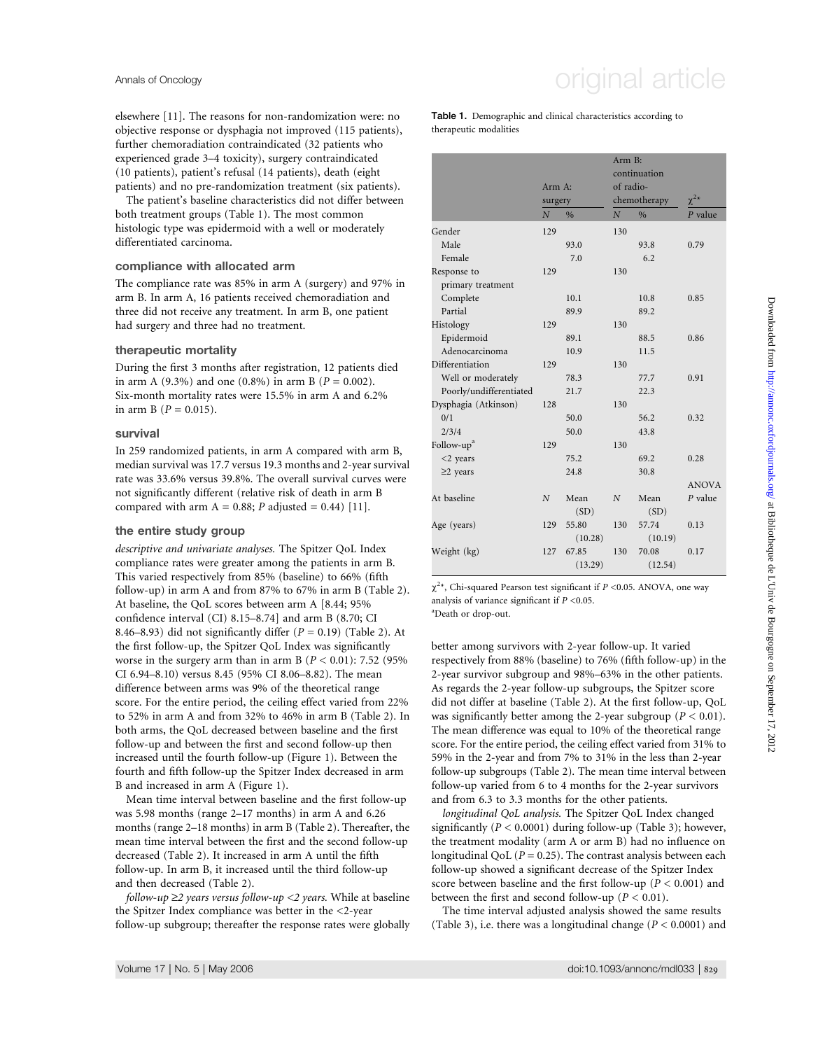elsewhere [11]. The reasons for non-randomization were: no objective response or dysphagia not improved (115 patients), further chemoradiation contraindicated (32 patients who experienced grade 3–4 toxicity), surgery contraindicated (10 patients), patient's refusal (14 patients), death (eight patients) and no pre-randomization treatment (six patients).

The patient's baseline characteristics did not differ between both treatment groups (Table 1). The most common histologic type was epidermoid with a well or moderately differentiated carcinoma.

### compliance with allocated arm

The compliance rate was 85% in arm A (surgery) and 97% in arm B. In arm A, 16 patients received chemoradiation and three did not receive any treatment. In arm B, one patient had surgery and three had no treatment.

### therapeutic mortality

During the first 3 months after registration, 12 patients died in arm A (9.3%) and one (0.8%) in arm B ($P = 0.002$). Six-month mortality rates were 15.5% in arm A and 6.2% in arm B ($P = 0.015$).

### survival

In 259 randomized patients, in arm A compared with arm B, median survival was 17.7 versus 19.3 months and 2-year survival rate was 33.6% versus 39.8%. The overall survival curves were not significantly different (relative risk of death in arm B compared with arm A = 0.88; $P$ adjusted = 0.44) [11].

### the entire study group

*descriptive and univariate analyses.* The Spitzer QoL Index compliance rates were greater among the patients in arm B. This varied respectively from 85% (baseline) to 66% (fifth follow-up) in arm A and from 87% to 67% in arm B (Table 2). At baseline, the QoL scores between arm A [8.44; 95% confidence interval (CI) 8.15–8.74] and arm B (8.70; CI 8.46–8.93) did not significantly differ ($P = 0.19$) (Table 2). At the first follow-up, the Spitzer QoL Index was significantly worse in the surgery arm than in arm B ($P < 0.01$): 7.52 (95% CI 6.94–8.10) versus 8.45 (95% CI 8.06–8.82). The mean difference between arms was 9% of the theoretical range score. For the entire period, the ceiling effect varied from 22% to 52% in arm A and from 32% to 46% in arm B (Table 2). In both arms, the QoL decreased between baseline and the first follow-up and between the first and second follow-up then increased until the fourth follow-up (Figure 1). Between the fourth and fifth follow-up the Spitzer Index decreased in arm B and increased in arm A (Figure 1).

Mean time interval between baseline and the first follow-up was 5.98 months (range 2–17 months) in arm A and 6.26 months (range 2–18 months) in arm B (Table 2). Thereafter, the mean time interval between the first and the second follow-up decreased (Table 2). It increased in arm A until the fifth follow-up. In arm B, it increased until the third follow-up and then decreased (Table 2).

*follow-up ≥2 years versus follow-up <2 years.* While at baseline the Spitzer Index compliance was better in the <2-year follow-up subgroup; thereafter the response rates were globally better among survivors with 2-year follow-up. It varied respectively from 88% (baseline) to 76% (fifth follow-up) in the 2-year survivor subgroup and 98%–63% in the other patients. As regards the 2-year follow-up subgroups, the Spitzer score did not differ at baseline (Table 2). At the first follow-up, QoL was significantly better among the 2-year subgroup ($P < 0.01$). The mean difference was equal to 10% of the theoretical range score. For the entire period, the ceiling effect varied from 31% to 59% in the 2-year and from 7% to 31% in the less than 2-year follow-up subgroups (Table 2). The mean time interval between follow-up varied from 6 to 4 months for the 2-year survivors and from 6.3 to 3.3 months for the other patients.

*longitudinal QoL analysis.* The Spitzer QoL Index changed significantly ($P < 0.0001$) during follow-up (Table 3); however, the treatment modality (arm A or arm B) had no influence on longitudinal QoL ($P = 0.25$). The contrast analysis between each follow-up showed a significant decrease of the Spitzer Index score between baseline and the first follow-up ($P < 0.001$) and between the first and second follow-up ($P < 0.01$).

The time interval adjusted analysis showed the same results (Table 3), i.e. there was a longitudinal change ($P < 0.0001$) and

**Table 1.** Demographic and clinical characteristics according to therapeutic modalities

| | Arm A: surgery | | Arm B: continuation of radio-chemotherapy | | $\chi^{2*}$ |
|---|---|---|---|---|---|
| | $N$ | % | $N$ | % | $P$ value |
| Gender | 129 | | 130 | | |
| Male | | 93.0 | | 93.8 | 0.79 |
| Female | | 7.0 | | 6.2 | |
| Response to primary treatment | 129 | | 130 | | |
| Complete | | 10.1 | | 10.8 | 0.85 |
| Partial | | 89.9 | | 89.2 | |
| Histology | 129 | | 130 | | |
| Epidermoid | | 89.1 | | 88.5 | 0.86 |
| Adenocarcinoma | | 10.9 | | 11.5 | |
| Differentiation | 129 | | 130 | | |
| Well or moderately | | 78.3 | | 77.7 | 0.91 |
| Poorly/undifferentiated | | 21.7 | | 22.3 | |
| Dysphagia (Atkinson) | 128 | | 130 | | |
| 0/1 | | 50.0 | | 56.2 | 0.32 |
| 2/3/4 | | 50.0 | | 43.8 | |
| Follow-up[a] | 129 | | 130 | | |
| <2 years | | 75.2 | | 69.2 | 0.28 |
| ≥2 years | | 24.8 | | 30.8 | |
| | | | | | ANOVA |
| At baseline | $N$ | Mean (SD) | $N$ | Mean (SD) | $P$ value |
| Age (years) | 129 | 55.80 (10.28) | 130 | 57.74 (10.19) | 0.13 |
| Weight (kg) | 127 | 67.85 (13.29) | 130 | 70.08 (12.54) | 0.17 |

$\chi^{2*}$, Chi-squared Pearson test significant if $P$ <0.05. ANOVA, one way analysis of variance significant if $P$ <0.05.
[a]Death or drop-out.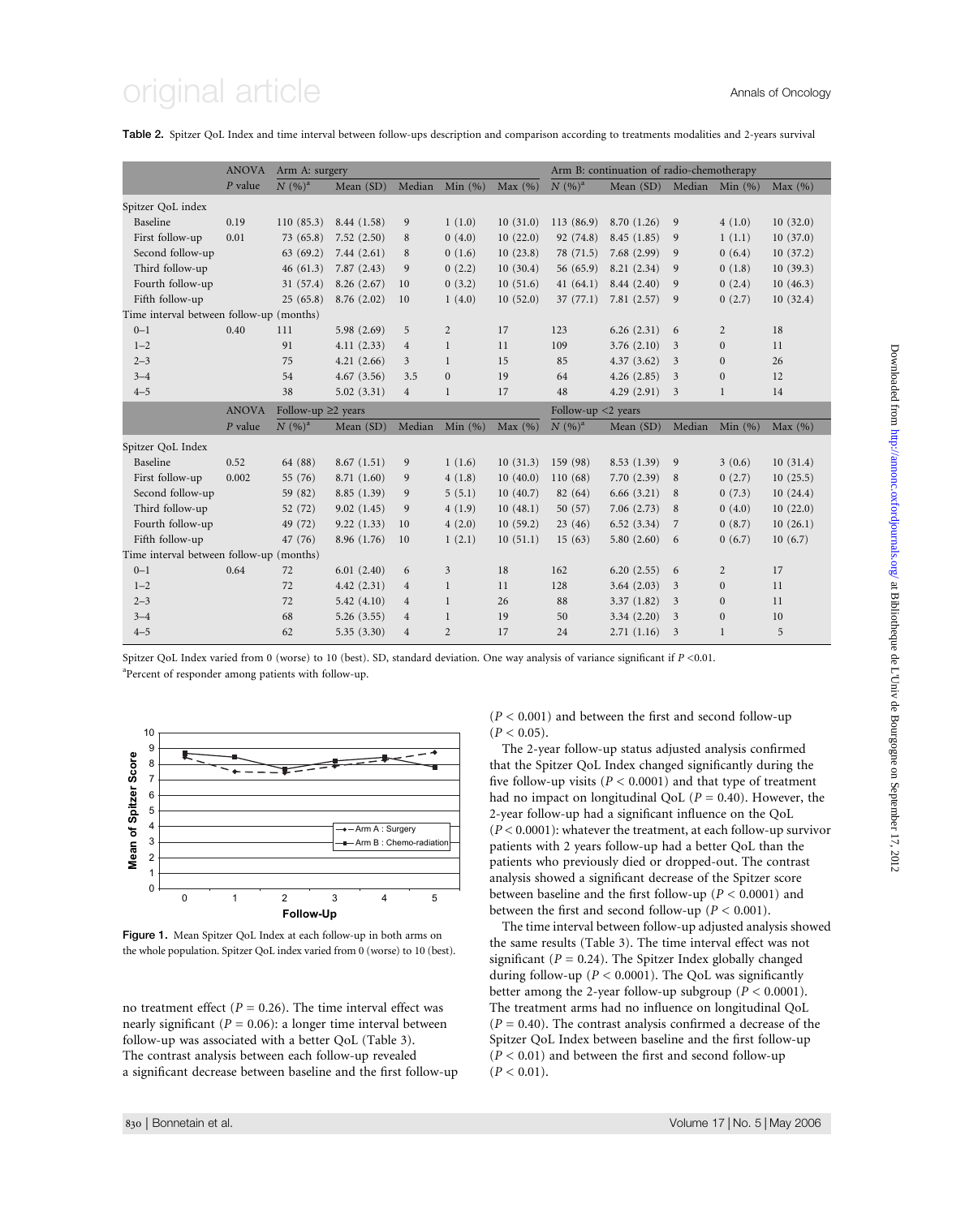**Table 2.** Spitzer QoL Index and time interval between follow-ups description and comparison according to treatments modalities and 2-years survival

| | ANOVA | Arm A: surgery | | | | | Arm B: continuation of radio-chemotherapy | | | | |
|---|---|---|---|---|---|---|---|---|---|---|---|
| | *P* value | *N* (%)[a] | Mean (SD) | Median | Min (%) | Max (%) | *N* (%)[a] | Mean (SD) | Median | Min (%) | Max (%) |
| Spitzer QoL index | | | | | | | | | | | |
| Baseline | 0.19 | 110 (85.3) | 8.44 (1.58) | 9 | 1 (1.0) | 10 (31.0) | 113 (86.9) | 8.70 (1.26) | 9 | 4 (1.0) | 10 (32.0) |
| First follow-up | 0.01 | 73 (65.8) | 7.52 (2.50) | 8 | 0 (4.0) | 10 (22.0) | 92 (74.8) | 8.45 (1.85) | 9 | 1 (1.1) | 10 (37.0) |
| Second follow-up | | 63 (69.2) | 7.44 (2.61) | 8 | 0 (1.6) | 10 (23.8) | 78 (71.5) | 7.68 (2.99) | 9 | 0 (6.4) | 10 (37.2) |
| Third follow-up | | 46 (61.3) | 7.87 (2.43) | 9 | 0 (2.2) | 10 (30.4) | 56 (65.9) | 8.21 (2.34) | 9 | 0 (1.8) | 10 (39.3) |
| Fourth follow-up | | 31 (57.4) | 8.26 (2.67) | 10 | 0 (3.2) | 10 (51.6) | 41 (64.1) | 8.44 (2.40) | 9 | 0 (2.4) | 10 (46.3) |
| Fifth follow-up | | 25 (65.8) | 8.76 (2.02) | 10 | 1 (4.0) | 10 (52.0) | 37 (77.1) | 7.81 (2.57) | 9 | 0 (2.7) | 10 (32.4) |
| Time interval between follow-up (months) | | | | | | | | | | | |
| 0–1 | 0.40 | 111 | 5.98 (2.69) | 5 | 2 | 17 | 123 | 6.26 (2.31) | 6 | 2 | 18 |
| 1–2 | | 91 | 4.11 (2.33) | 4 | 1 | 11 | 109 | 3.76 (2.10) | 3 | 0 | 11 |
| 2–3 | | 75 | 4.21 (2.66) | 3 | 1 | 15 | 85 | 4.37 (3.62) | 3 | 0 | 26 |
| 3–4 | | 54 | 4.67 (3.56) | 3.5 | 0 | 19 | 64 | 4.26 (2.85) | 3 | 0 | 12 |
| 4–5 | | 38 | 5.02 (3.31) | 4 | 1 | 17 | 48 | 4.29 (2.91) | 3 | 1 | 14 |
| | ANOVA | Follow-up ≥2 years | | | | | Follow-up <2 years | | | | |
| | *P* value | *N* (%)[a] | Mean (SD) | Median | Min (%) | Max (%) | *N* (%)[a] | Mean (SD) | Median | Min (%) | Max (%) |
| Spitzer QoL Index | | | | | | | | | | | |
| Baseline | 0.52 | 64 (88) | 8.67 (1.51) | 9 | 1 (1.6) | 10 (31.3) | 159 (98) | 8.53 (1.39) | 9 | 3 (0.6) | 10 (31.4) |
| First follow-up | 0.002 | 55 (76) | 8.71 (1.60) | 9 | 4 (1.8) | 10 (40.0) | 110 (68) | 7.70 (2.39) | 8 | 0 (2.7) | 10 (25.5) |
| Second follow-up | | 59 (82) | 8.85 (1.39) | 9 | 5 (5.1) | 10 (40.7) | 82 (64) | 6.66 (3.21) | 8 | 0 (7.3) | 10 (24.4) |
| Third follow-up | | 52 (72) | 9.02 (1.45) | 9 | 4 (1.9) | 10 (48.1) | 50 (57) | 7.06 (2.73) | 8 | 0 (4.0) | 10 (22.0) |
| Fourth follow-up | | 49 (72) | 9.22 (1.33) | 10 | 4 (2.0) | 10 (59.2) | 23 (46) | 6.52 (3.34) | 7 | 0 (8.7) | 10 (26.1) |
| Fifth follow-up | | 47 (76) | 8.96 (1.76) | 10 | 1 (2.1) | 10 (51.1) | 15 (63) | 5.80 (2.60) | 6 | 0 (6.7) | 10 (6.7) |
| Time interval between follow-up (months) | | | | | | | | | | | |
| 0–1 | 0.64 | 72 | 6.01 (2.40) | 6 | 3 | 18 | 162 | 6.20 (2.55) | 6 | 2 | 17 |
| 1–2 | | 72 | 4.42 (2.31) | 4 | 1 | 11 | 128 | 3.64 (2.03) | 3 | 0 | 11 |
| 2–3 | | 72 | 5.42 (4.10) | 4 | 1 | 26 | 88 | 3.37 (1.82) | 3 | 0 | 11 |
| 3–4 | | 68 | 5.26 (3.55) | 4 | 1 | 19 | 50 | 3.34 (2.20) | 3 | 0 | 10 |
| 4–5 | | 62 | 5.35 (3.30) | 4 | 2 | 17 | 24 | 2.71 (1.16) | 3 | 1 | 5 |

Spitzer QoL Index varied from 0 (worse) to 10 (best). SD, standard deviation. One way analysis of variance significant if $P < 0.01$.
[a]Percent of responder among patients with follow-up.

**Figure 1.** Mean Spitzer QoL Index at each follow-up in both arms on the whole population. Spitzer QoL index varied from 0 (worse) to 10 (best).

no treatment effect ($P = 0.26$). The time interval effect was nearly significant ($P = 0.06$): a longer time interval between follow-up was associated with a better QoL (Table 3). The contrast analysis between each follow-up revealed a significant decrease between baseline and the first follow-up ($P < 0.001$) and between the first and second follow-up ($P < 0.05$).

The 2-year follow-up status adjusted analysis confirmed that the Spitzer QoL Index changed significantly during the five follow-up visits ($P < 0.0001$) and that type of treatment had no impact on longitudinal QoL ($P = 0.40$). However, the 2-year follow-up had a significant influence on the QoL ($P < 0.0001$): whatever the treatment, at each follow-up survivor patients with 2 years follow-up had a better QoL than the patients who previously died or dropped-out. The contrast analysis showed a significant decrease of the Spitzer score between baseline and the first follow-up ($P < 0.0001$) and between the first and second follow-up ($P < 0.001$).

The time interval between follow-up adjusted analysis showed the same results (Table 3). The time interval effect was not significant ($P = 0.24$). The Spitzer Index globally changed during follow-up ($P < 0.0001$). The QoL was significantly better among the 2-year follow-up subgroup ($P < 0.0001$). The treatment arms had no influence on longitudinal QoL ($P = 0.40$). The contrast analysis confirmed a decrease of the Spitzer QoL Index between baseline and the first follow-up ($P < 0.01$) and between the first and second follow-up ($P < 0.01$).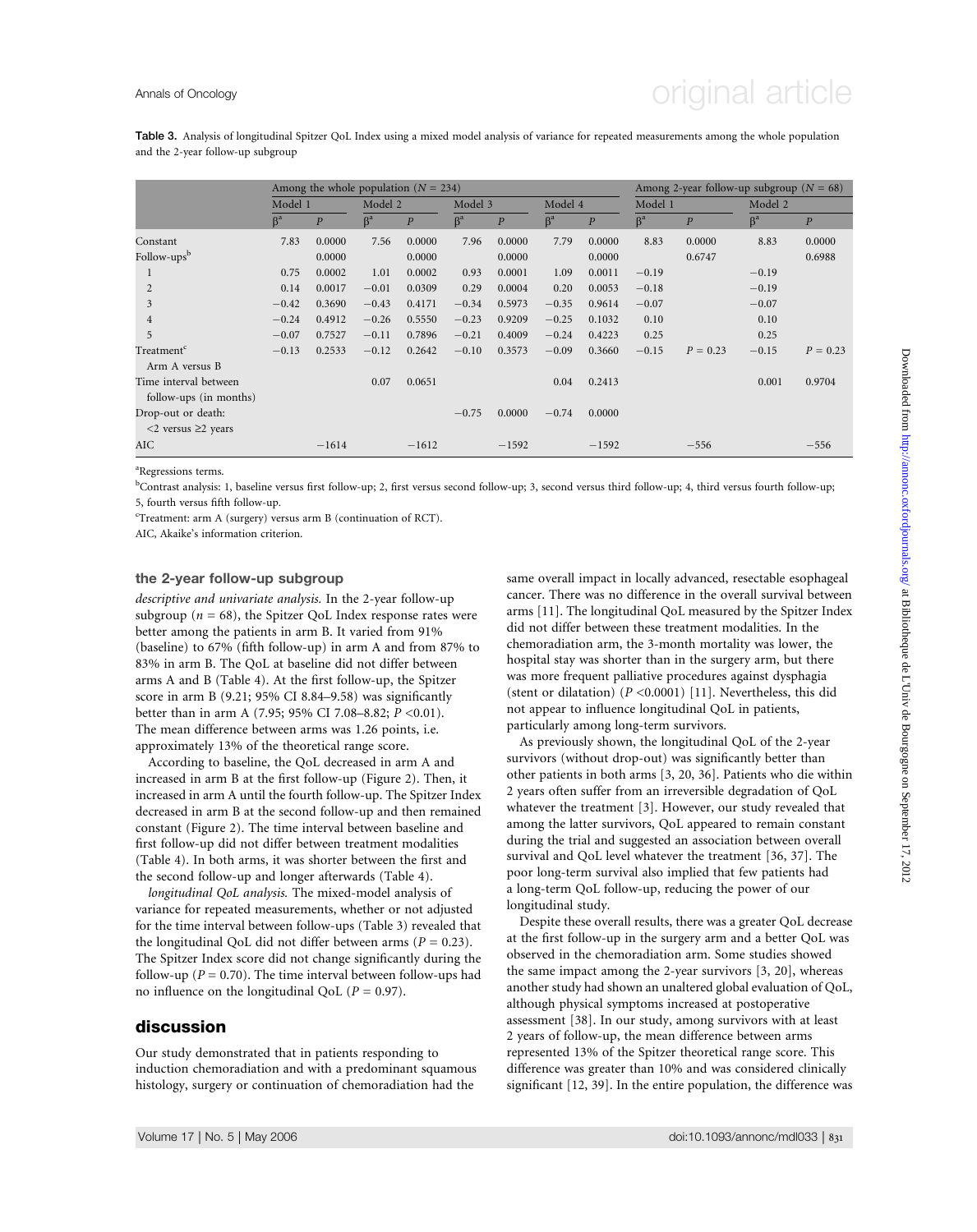**Table 3.** Analysis of longitudinal Spitzer QoL Index using a mixed model analysis of variance for repeated measurements among the whole population and the 2-year follow-up subgroup

| | Among the whole population ($N$ = 234) | | | | | | | | Among 2-year follow-up subgroup ($N$ = 68) | | | |
|---|---|---|---|---|---|---|---|---|---|---|---|---|
| | Model 1 | | Model 2 | | Model 3 | | Model 4 | | Model 1 | | Model 2 | |
| | β[a] | $P$ | β[a] | $P$ | β[a] | $P$ | β[a] | $P$ | β[a] | $P$ | β[a] | $P$ |
| Constant | 7.83 | 0.0000 | 7.56 | 0.0000 | 7.96 | 0.0000 | 7.79 | 0.0000 | 8.83 | 0.0000 | 8.83 | 0.0000 |
| Follow-ups[b] | | 0.0000 | | 0.0000 | | 0.0000 | | 0.0000 | | 0.6747 | | 0.6988 |
| 1 | 0.75 | 0.0002 | 1.01 | 0.0002 | 0.93 | 0.0001 | 1.09 | 0.0011 | −0.19 | | −0.19 | |
| 2 | 0.14 | 0.0017 | −0.01 | 0.0309 | 0.29 | 0.0004 | 0.20 | 0.0053 | −0.18 | | −0.19 | |
| 3 | −0.42 | 0.3690 | −0.43 | 0.4171 | −0.34 | 0.5973 | −0.35 | 0.9614 | −0.07 | | −0.07 | |
| 4 | −0.24 | 0.4912 | −0.26 | 0.5550 | −0.23 | 0.9209 | −0.25 | 0.1032 | 0.10 | | 0.10 | |
| 5 | −0.07 | 0.7527 | −0.11 | 0.7896 | −0.21 | 0.4009 | −0.24 | 0.4223 | 0.25 | | 0.25 | |
| Treatment[c] Arm A versus B | −0.13 | 0.2533 | −0.12 | 0.2642 | −0.10 | 0.3573 | −0.09 | 0.3660 | −0.15 | $P$ = 0.23 | −0.15 | $P$ = 0.23 |
| Time interval between follow-ups (in months) | | | 0.07 | 0.0651 | | | 0.04 | 0.2413 | | | 0.001 | 0.9704 |
| Drop-out or death: <2 versus ≥2 years | | | | | −0.75 | 0.0000 | −0.74 | 0.0000 | | | | |
| AIC | | −1614 | | −1612 | | −1592 | | −1592 | | −556 | | −556 |

[a]Regressions terms.

[b]Contrast analysis: 1, baseline versus first follow-up; 2, first versus second follow-up; 3, second versus third follow-up; 4, third versus fourth follow-up; 5, fourth versus fifth follow-up.

[c]Treatment: arm A (surgery) versus arm B (continuation of RCT).

AIC, Akaike's information criterion.

### the 2-year follow-up subgroup

*descriptive and univariate analysis.* In the 2-year follow-up subgroup ($n$ = 68), the Spitzer QoL Index response rates were better among the patients in arm B. It varied from 91% (baseline) to 67% (fifth follow-up) in arm A and from 87% to 83% in arm B. The QoL at baseline did not differ between arms A and B (Table 4). At the first follow-up, the Spitzer score in arm B (9.21; 95% CI 8.84–9.58) was significantly better than in arm A (7.95; 95% CI 7.08–8.82; $P$ <0.01). The mean difference between arms was 1.26 points, i.e. approximately 13% of the theoretical range score.

According to baseline, the QoL decreased in arm A and increased in arm B at the first follow-up (Figure 2). Then, it increased in arm A until the fourth follow-up. The Spitzer Index decreased in arm B at the second follow-up and then remained constant (Figure 2). The time interval between baseline and first follow-up did not differ between treatment modalities (Table 4). In both arms, it was shorter between the first and the second follow-up and longer afterwards (Table 4).

*longitudinal QoL analysis.* The mixed-model analysis of variance for repeated measurements, whether or not adjusted for the time interval between follow-ups (Table 3) revealed that the longitudinal QoL did not differ between arms ($P$ = 0.23). The Spitzer Index score did not change significantly during the follow-up ($P$ = 0.70). The time interval between follow-ups had no influence on the longitudinal QoL ($P$ = 0.97).

## discussion

Our study demonstrated that in patients responding to induction chemoradiation and with a predominant squamous histology, surgery or continuation of chemoradiation had the same overall impact in locally advanced, resectable esophageal cancer. There was no difference in the overall survival between arms [11]. The longitudinal QoL measured by the Spitzer Index did not differ between these treatment modalities. In the chemoradiation arm, the 3-month mortality was lower, the hospital stay was shorter than in the surgery arm, but there was more frequent palliative procedures against dysphagia (stent or dilatation) ($P$ <0.0001) [11]. Nevertheless, this did not appear to influence longitudinal QoL in patients, particularly among long-term survivors.

As previously shown, the longitudinal QoL of the 2-year survivors (without drop-out) was significantly better than other patients in both arms [3, 20, 36]. Patients who die within 2 years often suffer from an irreversible degradation of QoL whatever the treatment [3]. However, our study revealed that among the latter survivors, QoL appeared to remain constant during the trial and suggested an association between overall survival and QoL level whatever the treatment [36, 37]. The poor long-term survival also implied that few patients had a long-term QoL follow-up, reducing the power of our longitudinal study.

Despite these overall results, there was a greater QoL decrease at the first follow-up in the surgery arm and a better QoL was observed in the chemoradiation arm. Some studies showed the same impact among the 2-year survivors [3, 20], whereas another study had shown an unaltered global evaluation of QoL, although physical symptoms increased at postoperative assessment [38]. In our study, among survivors with at least 2 years of follow-up, the mean difference between arms represented 13% of the Spitzer theoretical range score. This difference was greater than 10% and was considered clinically significant [12, 39]. In the entire population, the difference was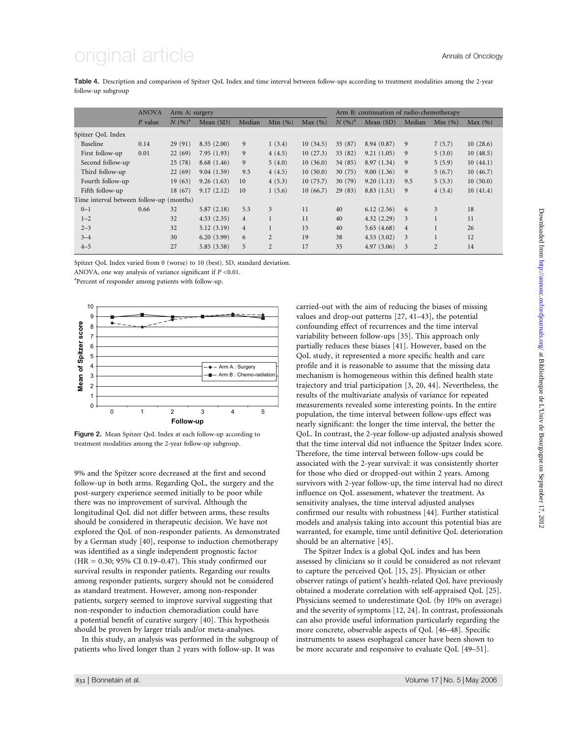**Table 4.** Description and comparison of Spitzer QoL Index and time interval between follow-ups according to treatment modalities among the 2-year follow-up subgroup

| | ANOVA | Arm A: surgery | | | | | Arm B: continuation of radio-chemotherapy | | | | |
|---|---|---|---|---|---|---|---|---|---|---|---|
| | *P* value | *N* (%)[a] | Mean (SD) | Median | Min (%) | Max (%) | *N* (%)[a] | Mean (SD) | Median | Min (%) | Max (%) |
| Spitzer QoL Index | | | | | | | | | | | |
| Baseline | 0.14 | 29 (91) | 8.35 (2.00) | 9 | 1 (3.4) | 10 (34.5) | 35 (87) | 8.94 (0.87) | 9 | 7 (5.7) | 10 (28.6) |
| First follow-up | 0.01 | 22 (69) | 7.95 (1.93) | 9 | 4 (4.5) | 10 (27.3) | 33 (82) | 9.21 (1.05) | 9 | 5 (3.0) | 10 (48.5) |
| Second follow-up | | 25 (78) | 8.68 (1.46) | 9 | 5 (4.0) | 10 (36.0) | 34 (85) | 8.97 (1.34) | 9 | 5 (5.9) | 10 (44.1) |
| Third follow-up | | 22 (69) | 9.04 (1.59) | 9.5 | 4 (4.5) | 10 (50.0) | 30 (75) | 9.00 (1.36) | 9 | 5 (6.7) | 10 (46.7) |
| Fourth follow-up | | 19 (63) | 9.26 (1.63) | 10 | 4 (5.3) | 10 (73.7) | 30 (79) | 9.20 (1.13) | 9.5 | 5 (3.3) | 10 (50.0) |
| Fifth follow-up | | 18 (67) | 9.17 (2.12) | 10 | 1 (5.6) | 10 (66.7) | 29 (83) | 8.83 (1.51) | 9 | 4 (3.4) | 10 (41.4) |
| Time interval between follow-up (months) | | | | | | | | | | | |
| 0–1 | 0.66 | 32 | 5.87 (2.18) | 5.5 | 3 | 11 | 40 | 6.12 (2.56) | 6 | 3 | 18 |
| 1–2 | | 32 | 4.53 (2.35) | 4 | 1 | 11 | 40 | 4.32 (2.29) | 3 | 1 | 11 |
| 2–3 | | 32 | 5.12 (3.19) | 4 | 1 | 15 | 40 | 5.65 (4.68) | 4 | 1 | 26 |
| 3–4 | | 30 | 6.20 (3.99) | 6 | 2 | 19 | 38 | 4.53 (3.02) | 3 | 1 | 12 |
| 4–5 | | 27 | 5.85 (3.58) | 5 | 2 | 17 | 35 | 4.97 (3.06) | 3 | 2 | 14 |

Spitzer QoL Index varied from 0 (worse) to 10 (best). SD, standard deviation.
ANOVA, one way analysis of variance significant if $P$ <0.01.
[a]Percent of responder among patients with follow-up.

**Figure 2.** Mean Spitzer QoL Index at each follow-up according to treatment modalities among the 2-year follow-up subgroup.

9% and the Spitzer score decreased at the first and second follow-up in both arms. Regarding QoL, the surgery and the post-surgery experience seemed initially to be poor while there was no improvement of survival. Although the longitudinal QoL did not differ between arms, these results should be considered in therapeutic decision. We have not explored the QoL of non-responder patients. As demonstrated by a German study [40], response to induction chemotherapy was identified as a single independent prognostic factor (HR = 0.30; 95% CI 0.19–0.47). This study confirmed our survival results in responder patients. Regarding our results among responder patients, surgery should not be considered as standard treatment. However, among non-responder patients, surgery seemed to improve survival suggesting that non-responder to induction chemoradiation could have a potential benefit of curative surgery [40]. This hypothesis should be proven by larger trials and/or meta-analyses.

In this study, an analysis was performed in the subgroup of patients who lived longer than 2 years with follow-up. It was carried-out with the aim of reducing the biases of missing values and drop-out patterns [27, 41–43], the potential confounding effect of recurrences and the time interval variability between follow-ups [35]. This approach only partially reduces these biases [41]. However, based on the QoL study, it represented a more specific health and care profile and it is reasonable to assume that the missing data mechanism is homogeneous within this defined health state trajectory and trial participation [3, 20, 44]. Nevertheless, the results of the multivariate analysis of variance for repeated measurements revealed some interesting points. In the entire population, the time interval between follow-ups effect was nearly significant: the longer the time interval, the better the QoL. In contrast, the 2-year follow-up adjusted analysis showed that the time interval did not influence the Spitzer Index score. Therefore, the time interval between follow-ups could be associated with the 2-year survival: it was consistently shorter for those who died or dropped-out within 2 years. Among survivors with 2-year follow-up, the time interval had no direct influence on QoL assessment, whatever the treatment. As sensitivity analyses, the time interval adjusted analyses confirmed our results with robustness [44]. Further statistical models and analysis taking into account this potential bias are warranted, for example, time until definitive QoL deterioration should be an alternative [45].

The Spitzer Index is a global QoL index and has been assessed by clinicians so it could be considered as not relevant to capture the perceived QoL [15, 25]. Physician or other observer ratings of patient's health-related QoL have previously obtained a moderate correlation with self-appraised QoL [25]. Physicians seemed to underestimate QoL (by 10% on average) and the severity of symptoms [12, 24]. In contrast, professionals can also provide useful information particularly regarding the more concrete, observable aspects of QoL [46–48]. Specific instruments to assess esophageal cancer have been shown to be more accurate and responsive to evaluate QoL [49–51].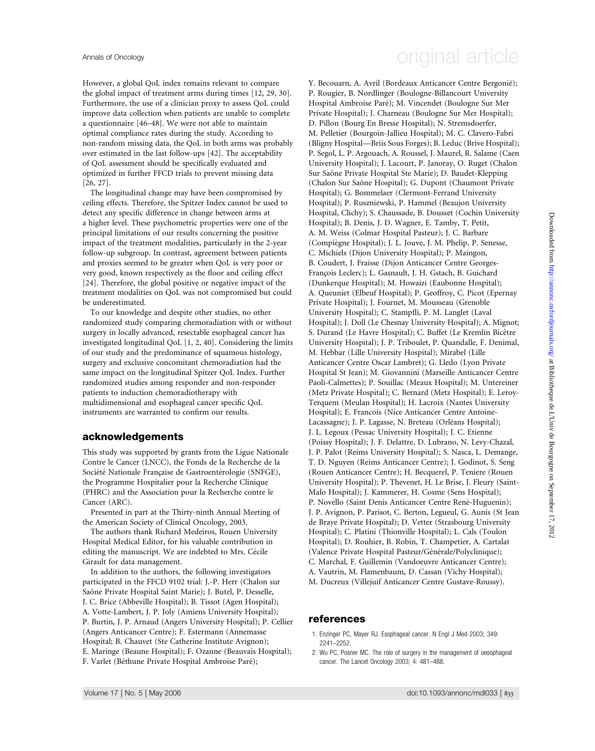However, a global QoL index remains relevant to compare the global impact of treatment arms during times [12, 29, 30]. Furthermore, the use of a clinician proxy to assess QoL could improve data collection when patients are unable to complete a questionnaire [46–48]. We were not able to maintain optimal compliance rates during the study. According to non-random missing data, the QoL in both arms was probably over estimated in the last follow-ups [42]. The acceptability of QoL assessment should be specifically evaluated and optimized in further FFCD trials to prevent missing data [26, 27].

The longitudinal change may have been compromised by ceiling effects. Therefore, the Spitzer Index cannot be used to detect any specific difference in change between arms at a higher level. These psychometric properties were one of the principal limitations of our results concerning the positive impact of the treatment modalities, particularly in the 2-year follow-up subgroup. In contrast, agreement between patients and proxies seemed to be greater when QoL is very poor or very good, known respectively as the floor and ceiling effect [24]. Therefore, the global positive or negative impact of the treatment modalities on QoL was not compromised but could be underestimated.

To our knowledge and despite other studies, no other randomized study comparing chemoradiation with or without surgery in locally advanced, resectable esophageal cancer has investigated longitudinal QoL [1, 2, 40]. Considering the limits of our study and the predominance of squamous histology, surgery and exclusive concomitant chemoradiation had the same impact on the longitudinal Spitzer QoL Index. Further randomized studies among responder and non-responder patients to induction chemoradiotherapy with multidimensional and esophageal cancer specific QoL instruments are warranted to confirm our results.

## acknowledgements

This study was supported by grants from the Ligue Nationale Contre le Cancer (LNCC), the Fonds de la Recherche de la Société Nationale Française de Gastroentérologie (SNFGE), the Programme Hospitalier pour la Recherche Clinique (PHRC) and the Association pour la Recherche contre le Cancer (ARC).

Presented in part at the Thirty-ninth Annual Meeting of the American Society of Clinical Oncology, 2003.

The authors thank Richard Medeiros, Rouen University Hospital Medical Editor, for his valuable contribution in editing the manuscript. We are indebted to Mrs. Cécile Girault for data management.

In addition to the authors, the following investigators participated in the FFCD 9102 trial: J.-P. Herr (Chalon sur Saône Private Hospital Saint Marie); J. Butel, P. Desselle, J. C. Brice (Abbeville Hospital); B. Tissot (Agen Hospital); A. Votte-Lambert, J. P. Joly (Amiens University Hospital); P. Burtin, J. P. Arnaud (Angers University Hospital); P. Cellier (Angers Anticancer Centre); F. Estermann (Annemasse Hospital; B. Chauvet (Ste Catherine Institute Avignon); E. Maringe (Beaune Hospital); F. Ozanne (Beauvais Hospital); F. Varlet (Béthune Private Hospital Ambroise Paré); Y. Becouarn, A. Avril (Bordeaux Anticancer Centre Bergonié); P. Rougier, B. Nordlinger (Boulogne-Billancourt University Hospital Ambroise Paré); M. Vincendet (Boulogne Sur Mer Private Hospital); J. Charneau (Boulogne Sur Mer Hospital); D. Pillon (Bourg En Bresse Hospital); N. Stremsdoerfer, M. Pelletier (Bourgoin-Jallieu Hospital); M. C. Clavero-Fabri (Bligny Hospital—Briis Sous Forges); B. Leduc (Brive Hospital); P. Segol, L. P. Argouach, A. Roussel, J. Maurel, R. Salame (Caen University Hospital); J. Lacourt, P. Janoray, O. Ruget (Chalon Sur Saône Private Hospital Ste Marie); D. Baudet-Klepping (Chalon Sur Saône Hospital); G. Dupont (Chaumont Private Hospital); G. Bommelaer (Clermont-Ferrand University Hospital); P. Ruszniewski, P. Hammel (Beaujon University Hospital, Clichy); S. Chaussade, B. Dousset (Cochin University Hospital); B. Denis, J. D. Wagner, E. Tamby, T. Petit, A. M. Weiss (Colmar Hospital Pasteur); J. C. Barbare (Compiègne Hospital); J. L. Jouve, J. M. Phelip, P. Senesse, C. Michiels (Dijon University Hospital); P. Maingon, B. Coudert, J. Fraisse (Dijon Anticancer Centre Georges-François Leclerc); L. Gasnault, J. H. Gstach, B. Guichard (Dunkerque Hospital); M. Howaizi (Eaubonne Hospital); A. Queuniet (Elbeuf Hospital); P. Geoffroy, C. Picot (Epernay Private Hospital); J. Fournet, M. Mousseau (Grenoble University Hospital); C. Stampfli, P. M. Langlet (Laval Hospital); J. Doll (Le Chesnay University Hospital); A. Mignot; S. Durand (Le Havre Hospital); C. Buffet (Le Kremlin Bicêtre University Hospital); J. P. Triboulet, P. Quandalle, F. Denimal, M. Hebbar (Lille University Hospital); Mirabel (Lille Anticancer Centre Oscar Lambret); G. Lledo (Lyon Private Hospital St Jean); M. Giovannini (Marseille Anticancer Centre Paoli-Calmettes); P. Souillac (Meaux Hospital); M. Untereiner (Metz Private Hospital); C. Bernard (Metz Hospital); E. Leroy-Terquem (Meulan Hospital); H. Lacroix (Nantes University Hospital); E. Francois (Nice Anticancer Centre Antoine-Lacassagne); J. P. Lagasse, N. Breteau (Orléans Hospital); J. L. Legoux (Pessac University Hospital); J. C. Etienne (Poissy Hospital); J. F. Delattre, D. Lubrano, N. Levy-Chazal, J. P. Palot (Reims University Hospital); S. Nasca, L. Demange, T. D. Nguyen (Reims Anticancer Centre); J. Godinot, S. Seng (Rouen Anticancer Centre); H. Becquerel, P. Teniere (Rouen University Hospital); P. Thevenet, H. Le Brise, J. Fleury (Saint-Malo Hospital); J. Kammerer, H. Cosme (Sens Hospital); P. Novello (Saint Denis Anticancer Centre René-Huguenin); J. P. Avignon, P. Parisot, C. Berton, Legueul, G. Aunis (St Jean de Braye Private Hospital); D. Vetter (Strasbourg University Hospital); C. Platini (Thionville Hospital); L. Cals (Toulon Hospital); D. Rouhier, B. Robin, T. Champetier, A. Cartalat (Valence Private Hospital Pasteur/Générale/Polyclinique); C. Marchal, F. Guillemin (Vandoeuvre Anticancer Centre); A. Vautrin, M. Flamenbaum, D. Cassan (Vichy Hospital); M. Ducreux (Villejuif Anticancer Centre Gustave-Roussy).

## references

1. Enzinger PC, Mayer RJ. Esophageal cancer. N Engl J Med 2003; 349: 2241–2252.
2. Wu PC, Posner MC. The role of surgery in the management of oesophageal cancer. The Lancet Oncology 2003; 4: 481–488.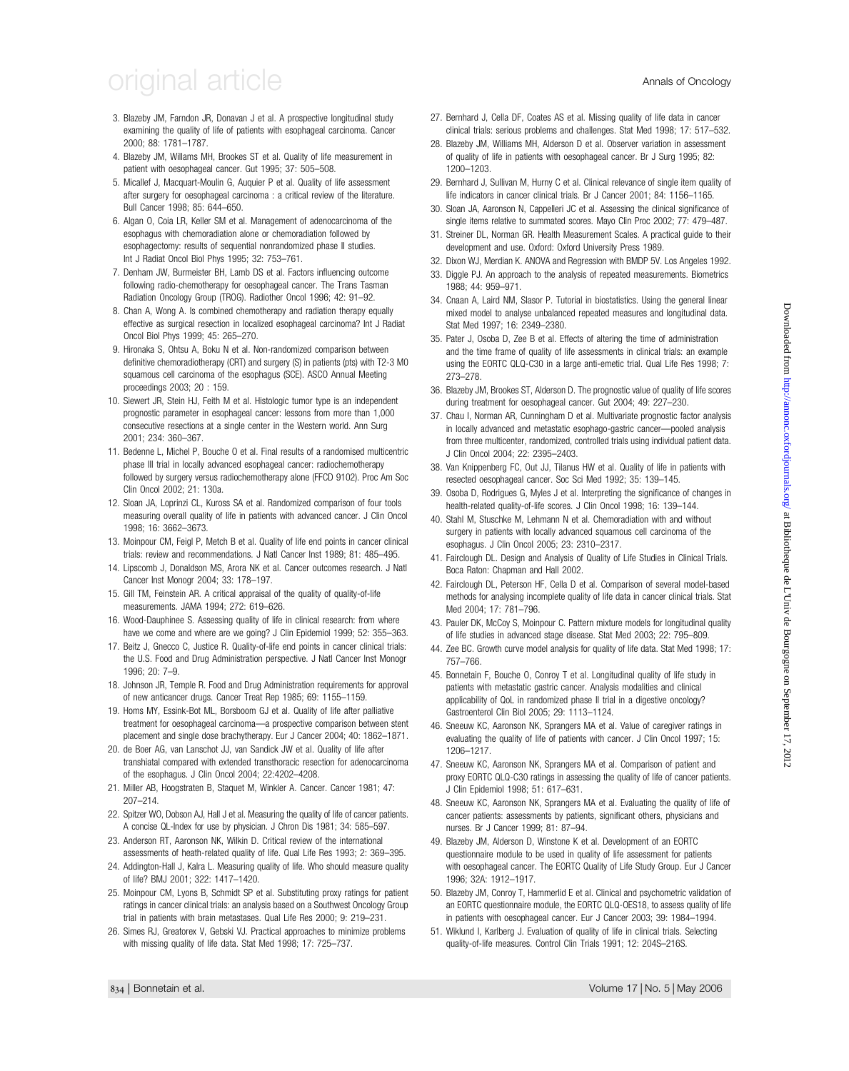3. Blazeby JM, Farndon JR, Donavan J et al. A prospective longitudinal study examining the quality of life of patients with esophageal carcinoma. Cancer 2000; 88: 1781–1787.
4. Blazeby JM, Willams MH, Brookes ST et al. Quality of life measurement in patient with oesophageal cancer. Gut 1995; 37: 505–508.
5. Micallef J, Macquart-Moulin G, Auquier P et al. Quality of life assessment after surgery for oesophageal carcinoma : a critical review of the literature. Bull Cancer 1998; 85: 644–650.
6. Algan O, Coia LR, Keller SM et al. Management of adenocarcinoma of the esophagus with chemoradiation alone or chemoradiation followed by esophagectomy: results of sequential nonrandomized phase II studies. Int J Radiat Oncol Biol Phys 1995; 32: 753–761.
7. Denham JW, Burmeister BH, Lamb DS et al. Factors influencing outcome following radio-chemotherapy for oesophageal cancer. The Trans Tasman Radiation Oncology Group (TROG). Radiother Oncol 1996; 42: 91–92.
8. Chan A, Wong A. Is combined chemotherapy and radiation therapy equally effective as surgical resection in localized esophageal carcinoma? Int J Radiat Oncol Biol Phys 1999; 45: 265–270.
9. Hironaka S, Ohtsu A, Boku N et al. Non-randomized comparison between definitive chemoradiotherapy (CRT) and surgery (S) in patients (pts) with T2-3 M0 squamous cell carcinoma of the esophagus (SCE). ASCO Annual Meeting proceedings 2003; 20 : 159.
10. Siewert JR, Stein HJ, Feith M et al. Histologic tumor type is an independent prognostic parameter in esophageal cancer: lessons from more than 1,000 consecutive resections at a single center in the Western world. Ann Surg 2001; 234: 360–367.
11. Bedenne L, Michel P, Bouche O et al. Final results of a randomised multicentric phase III trial in locally advanced esophageal cancer: radiochemotherapy followed by surgery versus radiochemotherapy alone (FFCD 9102). Proc Am Soc Clin Oncol 2002; 21: 130a.
12. Sloan JA, Loprinzi CL, Kuross SA et al. Randomized comparison of four tools measuring overall quality of life in patients with advanced cancer. J Clin Oncol 1998; 16: 3662–3673.
13. Moinpour CM, Feigl P, Metch B et al. Quality of life end points in cancer clinical trials: review and recommendations. J Natl Cancer Inst 1989; 81: 485–495.
14. Lipscomb J, Donaldson MS, Arora NK et al. Cancer outcomes research. J Natl Cancer Inst Monogr 2004; 33: 178–197.
15. Gill TM, Feinstein AR. A critical appraisal of the quality of quality-of-life measurements. JAMA 1994; 272: 619–626.
16. Wood-Dauphinee S. Assessing quality of life in clinical research: from where have we come and where are we going? J Clin Epidemiol 1999; 52: 355–363.
17. Beitz J, Gnecco C, Justice R. Quality-of-life end points in cancer clinical trials: the U.S. Food and Drug Administration perspective. J Natl Cancer Inst Monogr 1996; 20: 7–9.
18. Johnson JR, Temple R. Food and Drug Administration requirements for approval of new anticancer drugs. Cancer Treat Rep 1985; 69: 1155–1159.
19. Homs MY, Essink-Bot ML, Borsboom GJ et al. Quality of life after palliative treatment for oesophageal carcinoma—a prospective comparison between stent placement and single dose brachytherapy. Eur J Cancer 2004; 40: 1862–1871.
20. de Boer AG, van Lanschot JJ, van Sandick JW et al. Quality of life after transhiatal compared with extended transthoracic resection for adenocarcinoma of the esophagus. J Clin Oncol 2004; 22:4202–4208.
21. Miller AB, Hoogstraten B, Staquet M, Winkler A. Cancer. Cancer 1981; 47: 207–214.
22. Spitzer WO, Dobson AJ, Hall J et al. Measuring the quality of life of cancer patients. A concise QL-Index for use by physician. J Chron Dis 1981; 34: 585–597.
23. Anderson RT, Aaronson NK, Wilkin D. Critical review of the international assessments of heath-related quality of life. Qual Life Res 1993; 2: 369–395.
24. Addington-Hall J, Kalra L. Measuring quality of life. Who should measure quality of life? BMJ 2001; 322: 1417–1420.
25. Moinpour CM, Lyons B, Schmidt SP et al. Substituting proxy ratings for patient ratings in cancer clinical trials: an analysis based on a Southwest Oncology Group trial in patients with brain metastases. Qual Life Res 2000; 9: 219–231.
26. Simes RJ, Greatorex V, Gebski VJ. Practical approaches to minimize problems with missing quality of life data. Stat Med 1998; 17: 725–737.
27. Bernhard J, Cella DF, Coates AS et al. Missing quality of life data in cancer clinical trials: serious problems and challenges. Stat Med 1998; 17: 517–532.
28. Blazeby JM, Williams MH, Alderson D et al. Observer variation in assessment of quality of life in patients with oesophageal cancer. Br J Surg 1995; 82: 1200–1203.
29. Bernhard J, Sullivan M, Hurny C et al. Clinical relevance of single item quality of life indicators in cancer clinical trials. Br J Cancer 2001; 84: 1156–1165.
30. Sloan JA, Aaronson N, Cappelleri JC et al. Assessing the clinical significance of single items relative to summated scores. Mayo Clin Proc 2002; 77: 479–487.
31. Streiner DL, Norman GR. Health Measurement Scales. A practical guide to their development and use. Oxford: Oxford University Press 1989.
32. Dixon WJ, Merdian K. ANOVA and Regression with BMDP 5V. Los Angeles 1992.
33. Diggle PJ. An approach to the analysis of repeated measurements. Biometrics 1988; 44: 959–971.
34. Cnaan A, Laird NM, Slasor P. Tutorial in biostatistics. Using the general linear mixed model to analyse unbalanced repeated measures and longitudinal data. Stat Med 1997; 16: 2349–2380.
35. Pater J, Osoba D, Zee B et al. Effects of altering the time of administration and the time frame of quality of life assessments in clinical trials: an example using the EORTC QLQ-C30 in a large anti-emetic trial. Qual Life Res 1998; 7: 273–278.
36. Blazeby JM, Brookes ST, Alderson D. The prognostic value of quality of life scores during treatment for oesophageal cancer. Gut 2004; 49: 227–230.
37. Chau I, Norman AR, Cunningham D et al. Multivariate prognostic factor analysis in locally advanced and metastatic esophago-gastric cancer—pooled analysis from three multicenter, randomized, controlled trials using individual patient data. J Clin Oncol 2004; 22: 2395–2403.
38. Van Knippenberg FC, Out JJ, Tilanus HW et al. Quality of life in patients with resected oesophageal cancer. Soc Sci Med 1992; 35: 139–145.
39. Osoba D, Rodrigues G, Myles J et al. Interpreting the significance of changes in health-related quality-of-life scores. J Clin Oncol 1998; 16: 139–144.
40. Stahl M, Stuschke M, Lehmann N et al. Chemoradiation with and without surgery in patients with locally advanced squamous cell carcinoma of the esophagus. J Clin Oncol 2005; 23: 2310–2317.
41. Fairclough DL. Design and Analysis of Quality of Life Studies in Clinical Trials. Boca Raton: Chapman and Hall 2002.
42. Fairclough DL, Peterson HF, Cella D et al. Comparison of several model-based methods for analysing incomplete quality of life data in cancer clinical trials. Stat Med 2004; 17: 781–796.
43. Pauler DK, McCoy S, Moinpour C. Pattern mixture models for longitudinal quality of life studies in advanced stage disease. Stat Med 2003; 22: 795–809.
44. Zee BC. Growth curve model analysis for quality of life data. Stat Med 1998; 17: 757–766.
45. Bonnetain F, Bouche O, Conroy T et al. Longitudinal quality of life study in patients with metastatic gastric cancer. Analysis modalities and clinical applicability of QoL in randomized phase II trial in a digestive oncology? Gastroenterol Clin Biol 2005; 29: 1113–1124.
46. Sneeuw KC, Aaronson NK, Sprangers MA et al. Value of caregiver ratings in evaluating the quality of life of patients with cancer. J Clin Oncol 1997; 15: 1206–1217.
47. Sneeuw KC, Aaronson NK, Sprangers MA et al. Comparison of patient and proxy EORTC QLQ-C30 ratings in assessing the quality of life of cancer patients. J Clin Epidemiol 1998; 51: 617–631.
48. Sneeuw KC, Aaronson NK, Sprangers MA et al. Evaluating the quality of life of cancer patients: assessments by patients, significant others, physicians and nurses. Br J Cancer 1999; 81: 87–94.
49. Blazeby JM, Alderson D, Winstone K et al. Development of an EORTC questionnaire module to be used in quality of life assessment for patients with oesophageal cancer. The EORTC Quality of Life Study Group. Eur J Cancer 1996; 32A: 1912–1917.
50. Blazeby JM, Conroy T, Hammerlid E et al. Clinical and psychometric validation of an EORTC questionnaire module, the EORTC QLQ-OES18, to assess quality of life in patients with oesophageal cancer. Eur J Cancer 2003; 39: 1984–1994.
51. Wiklund I, Karlberg J. Evaluation of quality of life in clinical trials. Selecting quality-of-life measures. Control Clin Trials 1991; 12: 204S–216S.